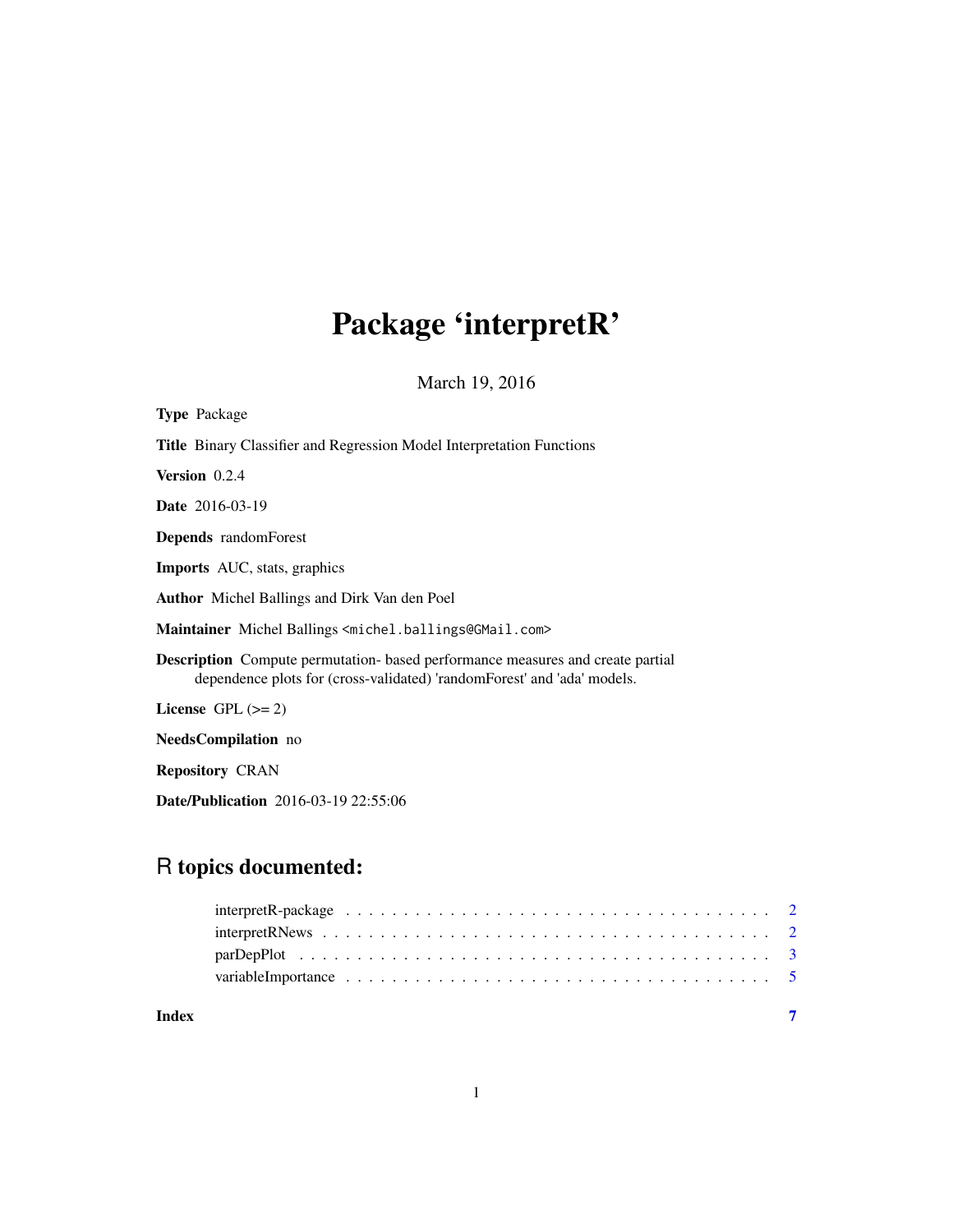# Package 'interpretR'

March 19, 2016

**Type** Package

**Title** Binary Classifier and Regression Model Interpretation Functions

**Version** 0.2.4

**Date** 2016-03-19

**Depends** randomForest

**Imports** AUC, stats, graphics

**Author** Michel Ballings and Dirk Van den Poel

**Maintainer** Michel Ballings <michel.ballings@GMail.com>

**Description** Compute permutation- based performance measures and create partial dependence plots for (cross-validated) 'randomForest' and 'ada' models.

**License** GPL (>= 2)

**NeedsCompilation** no

**Repository** CRAN

**Date/Publication** 2016-03-19 22:55:06

## R topics documented:

interpretR-package . . . . . . . . . . . . . . . . . . . . . . . . . . . . . . . . . . . . 2
interpretRNews . . . . . . . . . . . . . . . . . . . . . . . . . . . . . . . . . . . . . . 2
parDepPlot . . . . . . . . . . . . . . . . . . . . . . . . . . . . . . . . . . . . . . . . 3
variableImportance . . . . . . . . . . . . . . . . . . . . . . . . . . . . . . . . . . . . 5

**Index** **7**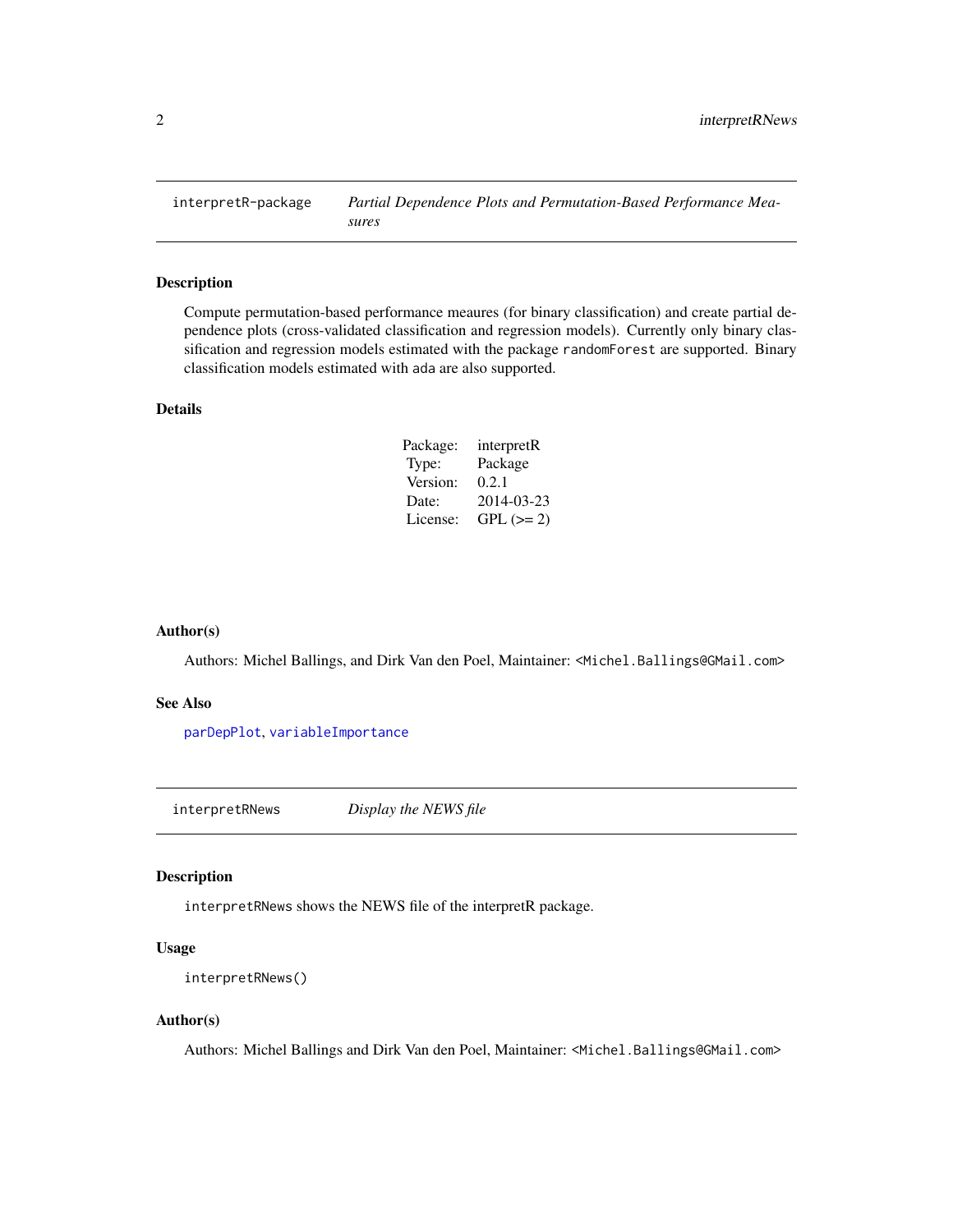## interpretR-package — *Partial Dependence Plots and Permutation-Based Performance Measures*

### Description

Compute permutation-based performance meaures (for binary classification) and create partial dependence plots (cross-validated classification and regression models). Currently only binary classification and regression models estimated with the package `randomForest` are supported. Binary classification models estimated with `ada` are also supported.

### Details

| | |
|---|---|
| Package: | interpretR |
| Type: | Package |
| Version: | 0.2.1 |
| Date: | 2014-03-23 |
| License: | GPL (>= 2) |

### Author(s)

Authors: Michel Ballings, and Dirk Van den Poel, Maintainer: `<Michel.Ballings@GMail.com>`

### See Also

`parDepPlot`, `variableImportance`

## interpretRNews — *Display the NEWS file*

### Description

`interpretRNews` shows the NEWS file of the interpretR package.

### Usage

```
interpretRNews()
```

### Author(s)

Authors: Michel Ballings and Dirk Van den Poel, Maintainer: `<Michel.Ballings@GMail.com>`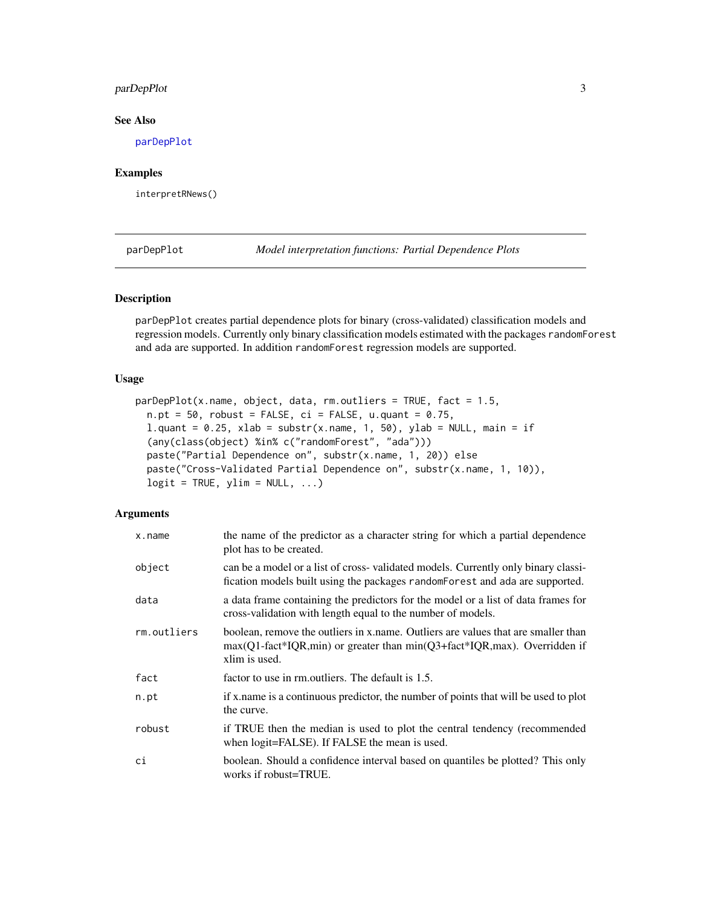## See Also

parDepPlot

## Examples

```
interpretRNews()
```

---

parDepPlot *Model interpretation functions: Partial Dependence Plots*

---

## Description

parDepPlot creates partial dependence plots for binary (cross-validated) classification models and regression models. Currently only binary classification models estimated with the packages randomForest and ada are supported. In addition randomForest regression models are supported.

## Usage

```
parDepPlot(x.name, object, data, rm.outliers = TRUE, fact = 1.5,
  n.pt = 50, robust = FALSE, ci = FALSE, u.quant = 0.75,
  l.quant = 0.25, xlab = substr(x.name, 1, 50), ylab = NULL, main = if
  (any(class(object) %in% c("randomForest", "ada")))
  paste("Partial Dependence on", substr(x.name, 1, 20)) else
  paste("Cross-Validated Partial Dependence on", substr(x.name, 1, 10)),
  logit = TRUE, ylim = NULL, ...)
```

## Arguments

| | |
|---|---|
| x.name | the name of the predictor as a character string for which a partial dependence plot has to be created. |
| object | can be a model or a list of cross- validated models. Currently only binary classification models built using the packages randomForest and ada are supported. |
| data | a data frame containing the predictors for the model or a list of data frames for cross-validation with length equal to the number of models. |
| rm.outliers | boolean, remove the outliers in x.name. Outliers are values that are smaller than max(Q1-fact*IQR,min) or greater than min(Q3+fact*IQR,max). Overridden if xlim is used. |
| fact | factor to use in rm.outliers. The default is 1.5. |
| n.pt | if x.name is a continuous predictor, the number of points that will be used to plot the curve. |
| robust | if TRUE then the median is used to plot the central tendency (recommended when logit=FALSE). If FALSE the mean is used. |
| ci | boolean. Should a confidence interval based on quantiles be plotted? This only works if robust=TRUE. |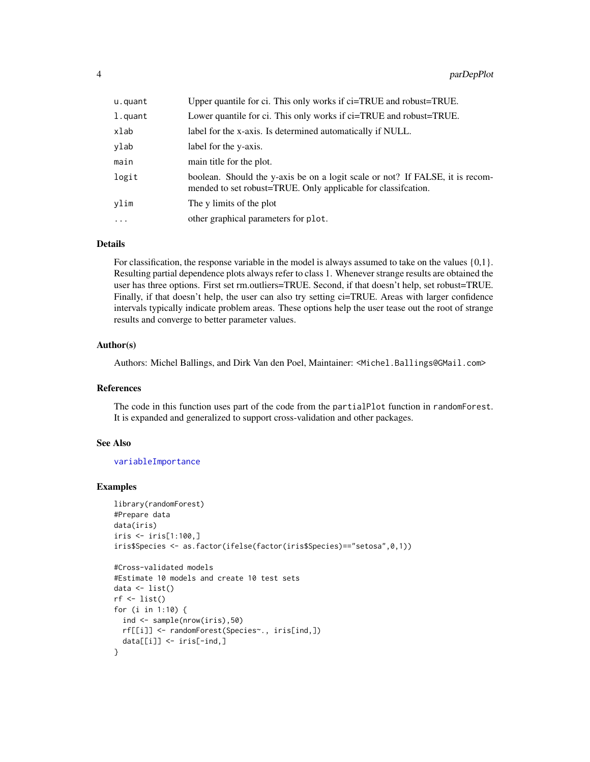| | |
|---|---|
| `u.quant` | Upper quantile for ci. This only works if ci=TRUE and robust=TRUE. |
| `l.quant` | Lower quantile for ci. This only works if ci=TRUE and robust=TRUE. |
| `xlab` | label for the x-axis. Is determined automatically if NULL. |
| `ylab` | label for the y-axis. |
| `main` | main title for the plot. |
| `logit` | boolean. Should the y-axis be on a logit scale or not? If FALSE, it is recommended to set robust=TRUE. Only applicable for classifcation. |
| `ylim` | The y limits of the plot |
| `...` | other graphical parameters for `plot`. |

## Details

For classification, the response variable in the model is always assumed to take on the values {0,1}. Resulting partial dependence plots always refer to class 1. Whenever strange results are obtained the user has three options. First set rm.outliers=TRUE. Second, if that doesn't help, set robust=TRUE. Finally, if that doesn't help, the user can also try setting ci=TRUE. Areas with larger confidence intervals typically indicate problem areas. These options help the user tease out the root of strange results and converge to better parameter values.

## Author(s)

Authors: Michel Ballings, and Dirk Van den Poel, Maintainer: <Michel.Ballings@GMail.com>

## References

The code in this function uses part of the code from the `partialPlot` function in `randomForest`. It is expanded and generalized to support cross-validation and other packages.

## See Also

`variableImportance`

## Examples

```
library(randomForest)
#Prepare data
data(iris)
iris <- iris[1:100,]
iris$Species <- as.factor(ifelse(factor(iris$Species)=="setosa",0,1))

#Cross-validated models
#Estimate 10 models and create 10 test sets
data <- list()
rf <- list()
for (i in 1:10) {
  ind <- sample(nrow(iris),50)
  rf[[i]] <- randomForest(Species~., iris[ind,])
  data[[i]] <- iris[-ind,]
}
```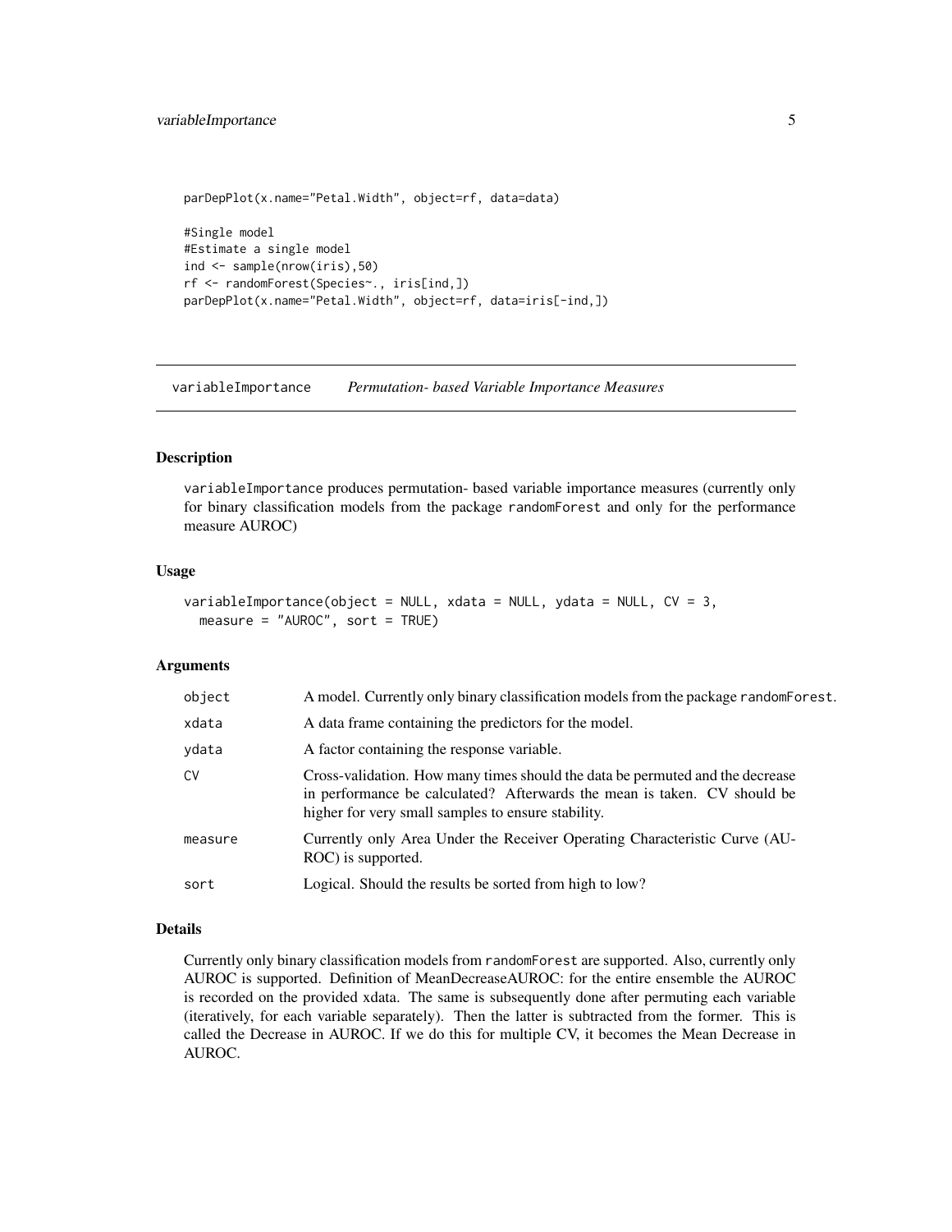```
parDepPlot(x.name="Petal.Width", object=rf, data=data)

#Single model
#Estimate a single model
ind <- sample(nrow(iris),50)
rf <- randomForest(Species~., iris[ind,])
parDepPlot(x.name="Petal.Width", object=rf, data=iris[-ind,])
```

---

## variableImportance *Permutation- based Variable Importance Measures*

---

### Description

variableImportance produces permutation- based variable importance measures (currently only for binary classification models from the package randomForest and only for the performance measure AUROC)

### Usage

```
variableImportance(object = NULL, xdata = NULL, ydata = NULL, CV = 3,
  measure = "AUROC", sort = TRUE)
```

### Arguments

| | |
|---|---|
| object | A model. Currently only binary classification models from the package randomForest. |
| xdata | A data frame containing the predictors for the model. |
| ydata | A factor containing the response variable. |
| CV | Cross-validation. How many times should the data be permuted and the decrease in performance be calculated? Afterwards the mean is taken. CV should be higher for very small samples to ensure stability. |
| measure | Currently only Area Under the Receiver Operating Characteristic Curve (AUROC) is supported. |
| sort | Logical. Should the results be sorted from high to low? |

### Details

Currently only binary classification models from randomForest are supported. Also, currently only AUROC is supported. Definition of MeanDecreaseAUROC: for the entire ensemble the AUROC is recorded on the provided xdata. The same is subsequently done after permuting each variable (iteratively, for each variable separately). Then the latter is subtracted from the former. This is called the Decrease in AUROC. If we do this for multiple CV, it becomes the Mean Decrease in AUROC.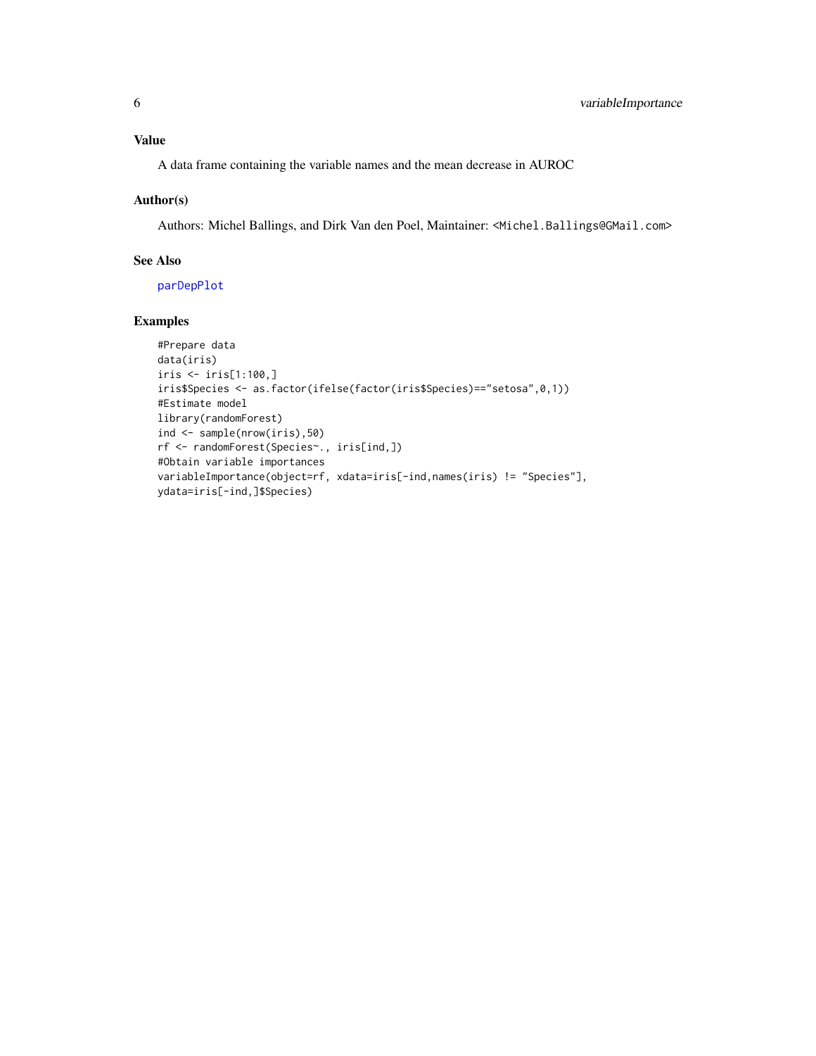## Value

A data frame containing the variable names and the mean decrease in AUROC

## Author(s)

Authors: Michel Ballings, and Dirk Van den Poel, Maintainer: <Michel.Ballings@GMail.com>

## See Also

parDepPlot

## Examples

```
#Prepare data
data(iris)
iris <- iris[1:100,]
iris$Species <- as.factor(ifelse(factor(iris$Species)=="setosa",0,1))
#Estimate model
library(randomForest)
ind <- sample(nrow(iris),50)
rf <- randomForest(Species~., iris[ind,])
#Obtain variable importances
variableImportance(object=rf, xdata=iris[-ind,names(iris) != "Species"],
ydata=iris[-ind,]$Species)
```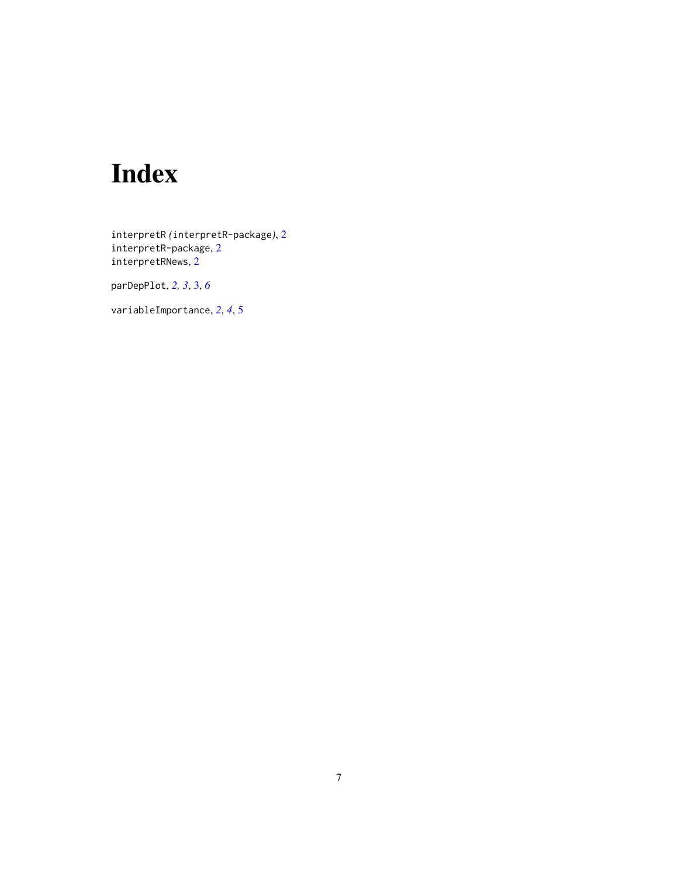# Index

interpretR (interpretR-package), 2
interpretR-package, 2
interpretRNews, 2

parDepPlot, *2, 3*, 3, *6*

variableImportance, *2*, *4*, 5